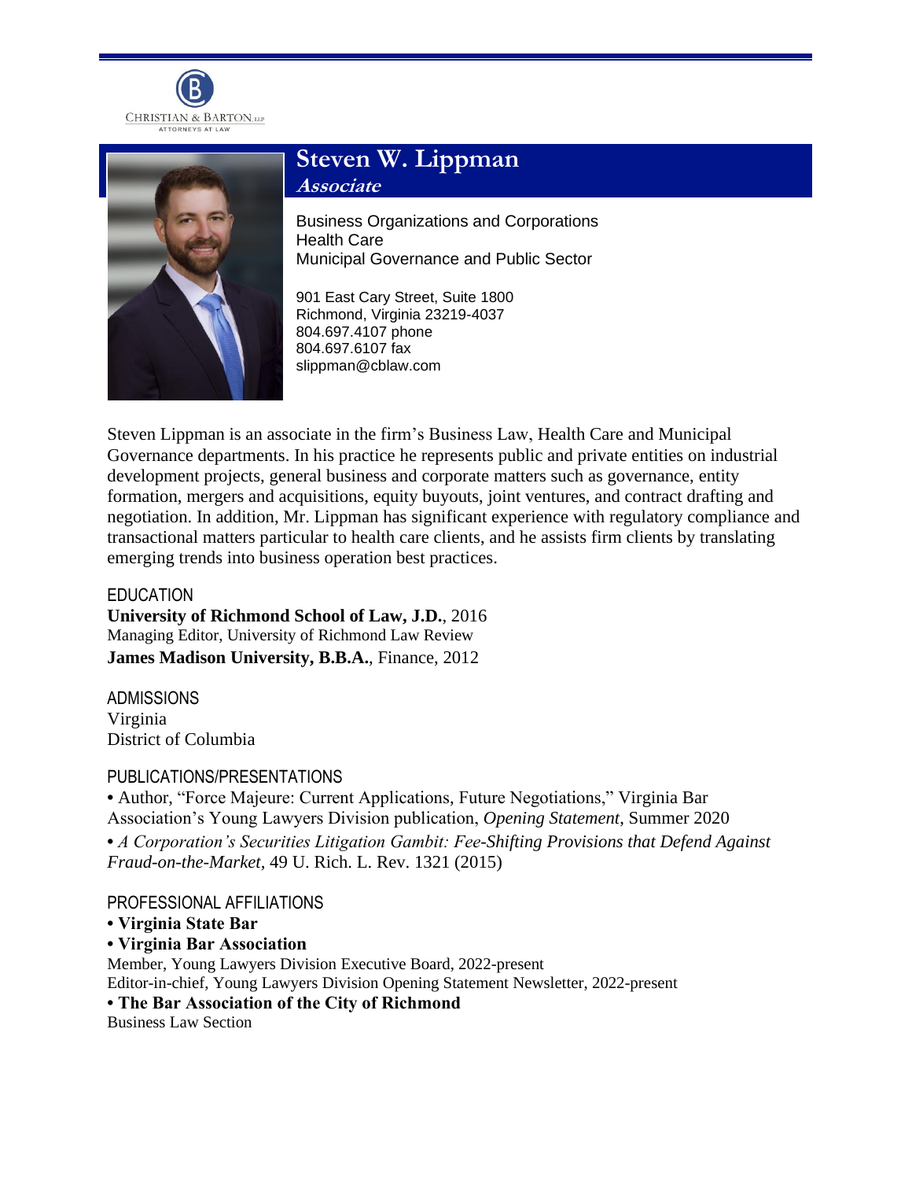CHRISTIAN & BARTON, LLP
ATTORNEYS AT LAW

# Steven W. Lippman

***Associate***

Business Organizations and Corporations
Health Care
Municipal Governance and Public Sector

901 East Cary Street, Suite 1800
Richmond, Virginia 23219-4037
804.697.4107 phone
804.697.6107 fax
slippman@cblaw.com

Steven Lippman is an associate in the firm's Business Law, Health Care and Municipal Governance departments. In his practice he represents public and private entities on industrial development projects, general business and corporate matters such as governance, entity formation, mergers and acquisitions, equity buyouts, joint ventures, and contract drafting and negotiation. In addition, Mr. Lippman has significant experience with regulatory compliance and transactional matters particular to health care clients, and he assists firm clients by translating emerging trends into business operation best practices.

## EDUCATION

**University of Richmond School of Law, J.D.**, 2016
Managing Editor, University of Richmond Law Review
**James Madison University, B.B.A.**, Finance, 2012

## ADMISSIONS

Virginia
District of Columbia

## PUBLICATIONS/PRESENTATIONS

- Author, "Force Majeure: Current Applications, Future Negotiations," Virginia Bar Association's Young Lawyers Division publication, *Opening Statement*, Summer 2020
- *A Corporation's Securities Litigation Gambit: Fee-Shifting Provisions that Defend Against Fraud-on-the-Market*, 49 U. Rich. L. Rev. 1321 (2015)

## PROFESSIONAL AFFILIATIONS

- **Virginia State Bar**
- **Virginia Bar Association**
  Member, Young Lawyers Division Executive Board, 2022-present
  Editor-in-chief, Young Lawyers Division Opening Statement Newsletter, 2022-present
- **The Bar Association of the City of Richmond**
  Business Law Section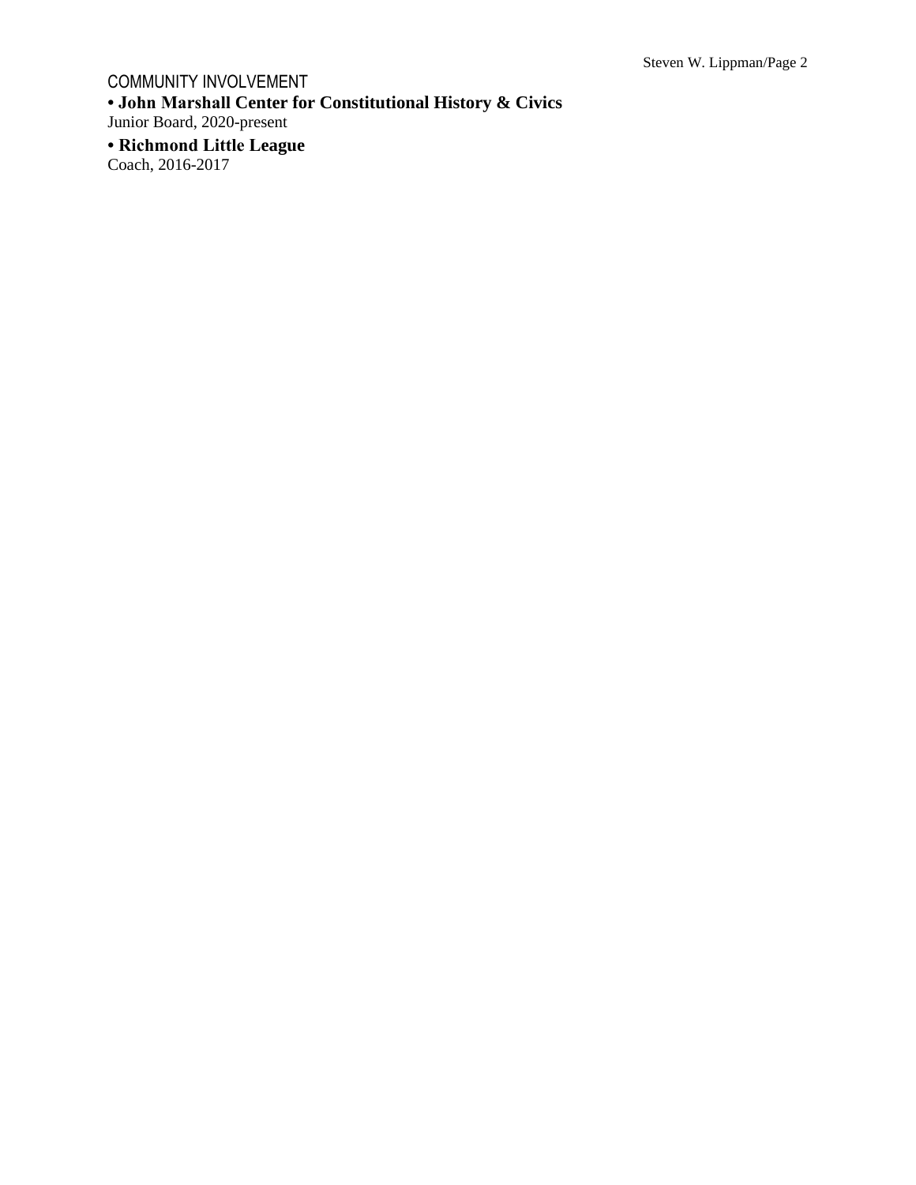## COMMUNITY INVOLVEMENT

**• John Marshall Center for Constitutional History & Civics**
Junior Board, 2020-present

**• Richmond Little League**
Coach, 2016-2017